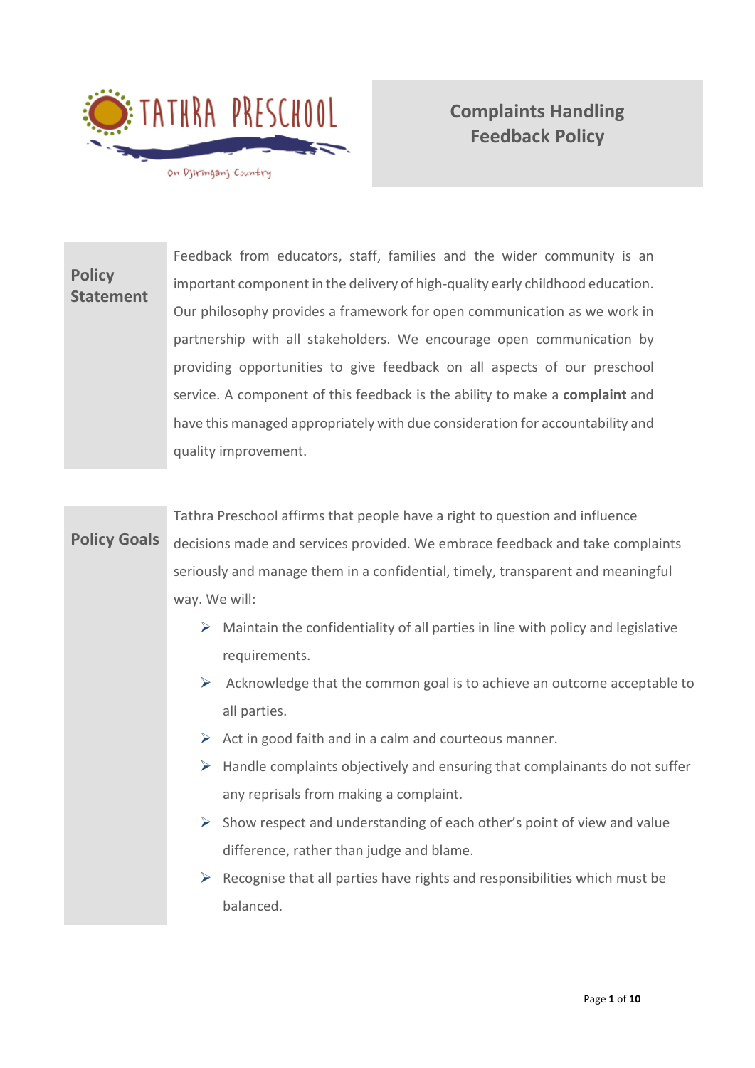TATHRA PRESCHOOL

On Djiringanj Country

# Complaints Handling Feedback Policy

## Policy Statement

Feedback from educators, staff, families and the wider community is an important component in the delivery of high-quality early childhood education. Our philosophy provides a framework for open communication as we work in partnership with all stakeholders. We encourage open communication by providing opportunities to give feedback on all aspects of our preschool service. A component of this feedback is the ability to make a **complaint** and have this managed appropriately with due consideration for accountability and quality improvement.

## Policy Goals

Tathra Preschool affirms that people have a right to question and influence decisions made and services provided. We embrace feedback and take complaints seriously and manage them in a confidential, timely, transparent and meaningful way. We will:

- Maintain the confidentiality of all parties in line with policy and legislative requirements.
- Acknowledge that the common goal is to achieve an outcome acceptable to all parties.
- Act in good faith and in a calm and courteous manner.
- Handle complaints objectively and ensuring that complainants do not suffer any reprisals from making a complaint.
- Show respect and understanding of each other's point of view and value difference, rather than judge and blame.
- Recognise that all parties have rights and responsibilities which must be balanced.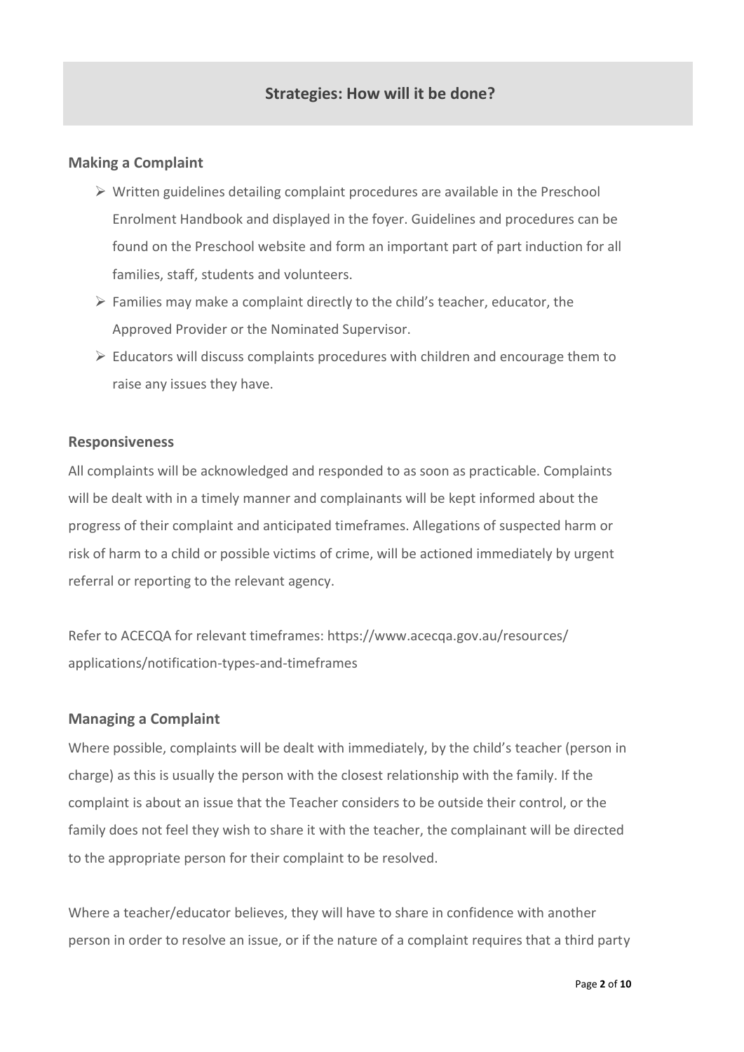## Strategies: How will it be done?

### Making a Complaint

- Written guidelines detailing complaint procedures are available in the Preschool Enrolment Handbook and displayed in the foyer. Guidelines and procedures can be found on the Preschool website and form an important part of part induction for all families, staff, students and volunteers.
- Families may make a complaint directly to the child's teacher, educator, the Approved Provider or the Nominated Supervisor.
- Educators will discuss complaints procedures with children and encourage them to raise any issues they have.

### Responsiveness

All complaints will be acknowledged and responded to as soon as practicable. Complaints will be dealt with in a timely manner and complainants will be kept informed about the progress of their complaint and anticipated timeframes. Allegations of suspected harm or risk of harm to a child or possible victims of crime, will be actioned immediately by urgent referral or reporting to the relevant agency.

Refer to ACECQA for relevant timeframes: https://www.acecqa.gov.au/resources/applications/notification-types-and-timeframes

### Managing a Complaint

Where possible, complaints will be dealt with immediately, by the child's teacher (person in charge) as this is usually the person with the closest relationship with the family. If the complaint is about an issue that the Teacher considers to be outside their control, or the family does not feel they wish to share it with the teacher, the complainant will be directed to the appropriate person for their complaint to be resolved.

Where a teacher/educator believes, they will have to share in confidence with another person in order to resolve an issue, or if the nature of a complaint requires that a third party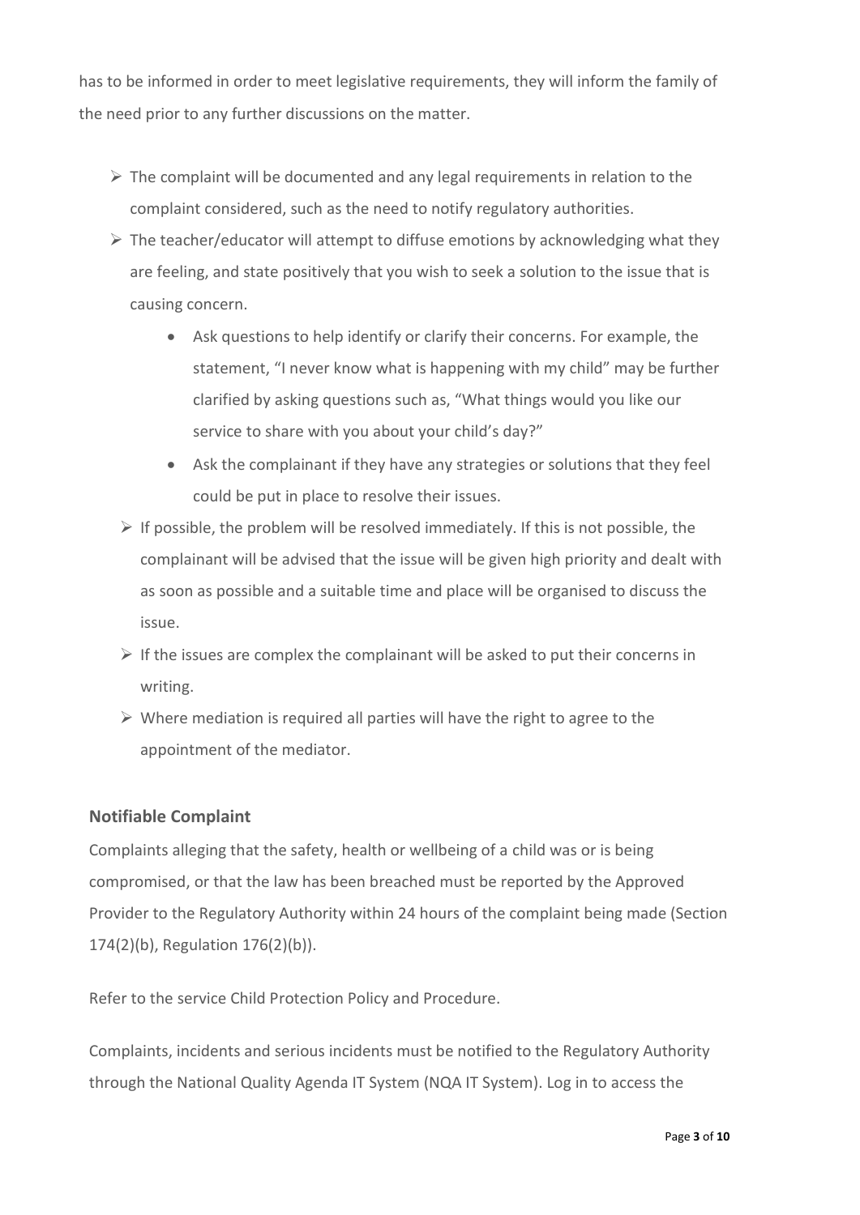has to be informed in order to meet legislative requirements, they will inform the family of the need prior to any further discussions on the matter.

- The complaint will be documented and any legal requirements in relation to the complaint considered, such as the need to notify regulatory authorities.
- The teacher/educator will attempt to diffuse emotions by acknowledging what they are feeling, and state positively that you wish to seek a solution to the issue that is causing concern.
    - Ask questions to help identify or clarify their concerns. For example, the statement, "I never know what is happening with my child" may be further clarified by asking questions such as, "What things would you like our service to share with you about your child's day?"
    - Ask the complainant if they have any strategies or solutions that they feel could be put in place to resolve their issues.
- If possible, the problem will be resolved immediately. If this is not possible, the complainant will be advised that the issue will be given high priority and dealt with as soon as possible and a suitable time and place will be organised to discuss the issue.
- If the issues are complex the complainant will be asked to put their concerns in writing.
- Where mediation is required all parties will have the right to agree to the appointment of the mediator.

### Notifiable Complaint

Complaints alleging that the safety, health or wellbeing of a child was or is being compromised, or that the law has been breached must be reported by the Approved Provider to the Regulatory Authority within 24 hours of the complaint being made (Section 174(2)(b), Regulation 176(2)(b)).

Refer to the service Child Protection Policy and Procedure.

Complaints, incidents and serious incidents must be notified to the Regulatory Authority through the National Quality Agenda IT System (NQA IT System). Log in to access the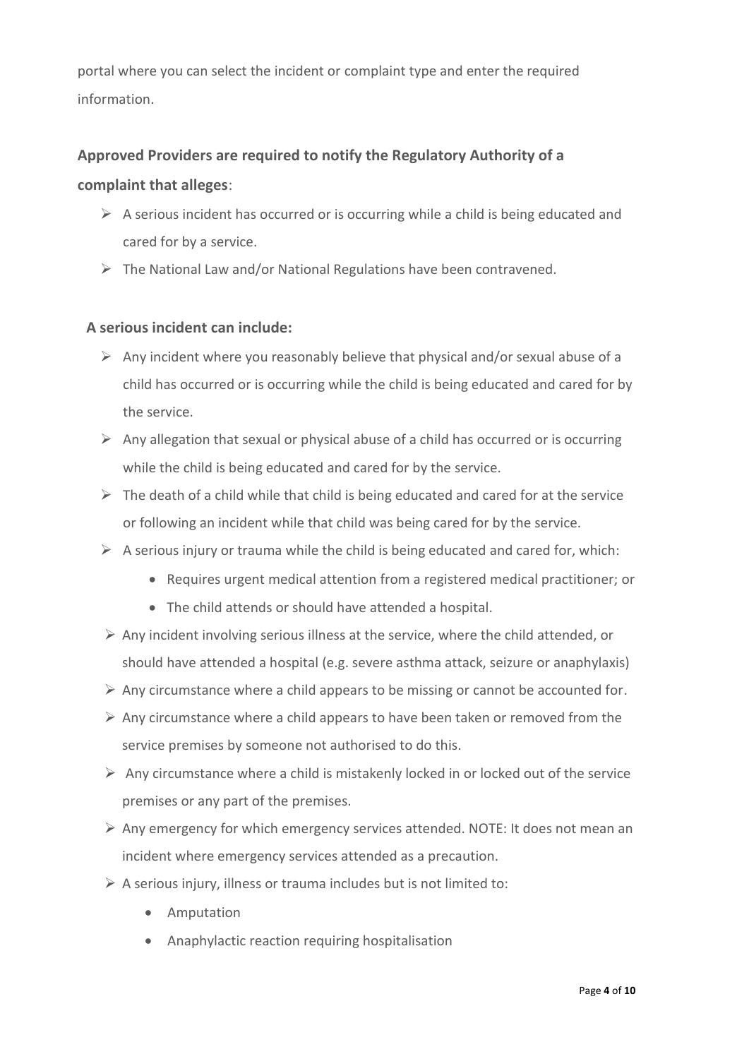portal where you can select the incident or complaint type and enter the required information.

**Approved Providers are required to notify the Regulatory Authority of a complaint that alleges**:

- A serious incident has occurred or is occurring while a child is being educated and cared for by a service.
- The National Law and/or National Regulations have been contravened.

**A serious incident can include:**

- Any incident where you reasonably believe that physical and/or sexual abuse of a child has occurred or is occurring while the child is being educated and cared for by the service.
- Any allegation that sexual or physical abuse of a child has occurred or is occurring while the child is being educated and cared for by the service.
- The death of a child while that child is being educated and cared for at the service or following an incident while that child was being cared for by the service.
- A serious injury or trauma while the child is being educated and cared for, which:
    - Requires urgent medical attention from a registered medical practitioner; or
    - The child attends or should have attended a hospital.
- Any incident involving serious illness at the service, where the child attended, or should have attended a hospital (e.g. severe asthma attack, seizure or anaphylaxis)
- Any circumstance where a child appears to be missing or cannot be accounted for.
- Any circumstance where a child appears to have been taken or removed from the service premises by someone not authorised to do this.
- Any circumstance where a child is mistakenly locked in or locked out of the service premises or any part of the premises.
- Any emergency for which emergency services attended. NOTE: It does not mean an incident where emergency services attended as a precaution.
- A serious injury, illness or trauma includes but is not limited to:
    - Amputation
    - Anaphylactic reaction requiring hospitalisation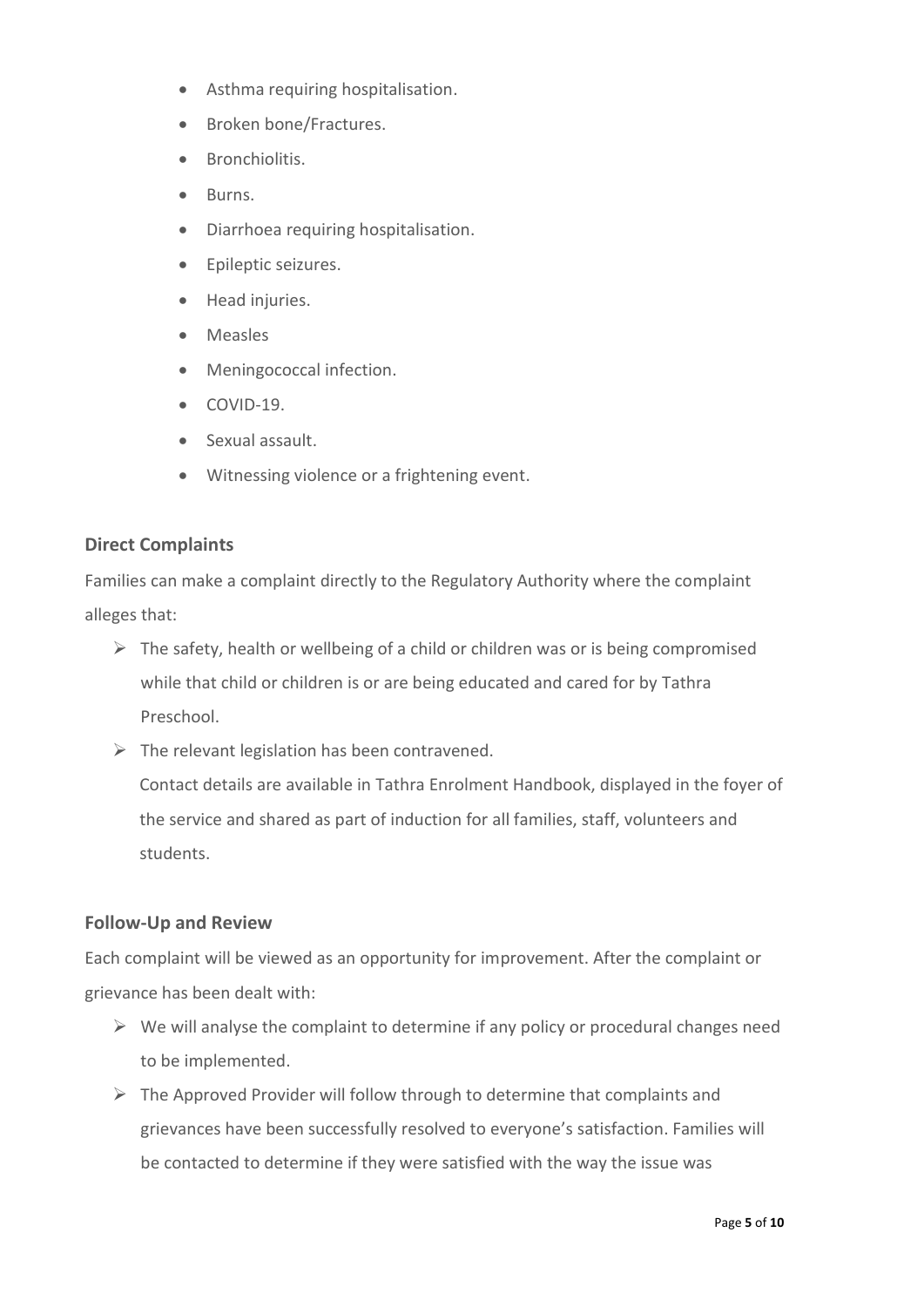- Asthma requiring hospitalisation.
- Broken bone/Fractures.
- Bronchiolitis.
- Burns.
- Diarrhoea requiring hospitalisation.
- Epileptic seizures.
- Head injuries.
- Measles
- Meningococcal infection.
- COVID-19.
- Sexual assault.
- Witnessing violence or a frightening event.

### Direct Complaints

Families can make a complaint directly to the Regulatory Authority where the complaint alleges that:

- The safety, health or wellbeing of a child or children was or is being compromised while that child or children is or are being educated and cared for by Tathra Preschool.
- The relevant legislation has been contravened.
  Contact details are available in Tathra Enrolment Handbook, displayed in the foyer of the service and shared as part of induction for all families, staff, volunteers and students.

### Follow-Up and Review

Each complaint will be viewed as an opportunity for improvement. After the complaint or grievance has been dealt with:

- We will analyse the complaint to determine if any policy or procedural changes need to be implemented.
- The Approved Provider will follow through to determine that complaints and grievances have been successfully resolved to everyone's satisfaction. Families will be contacted to determine if they were satisfied with the way the issue was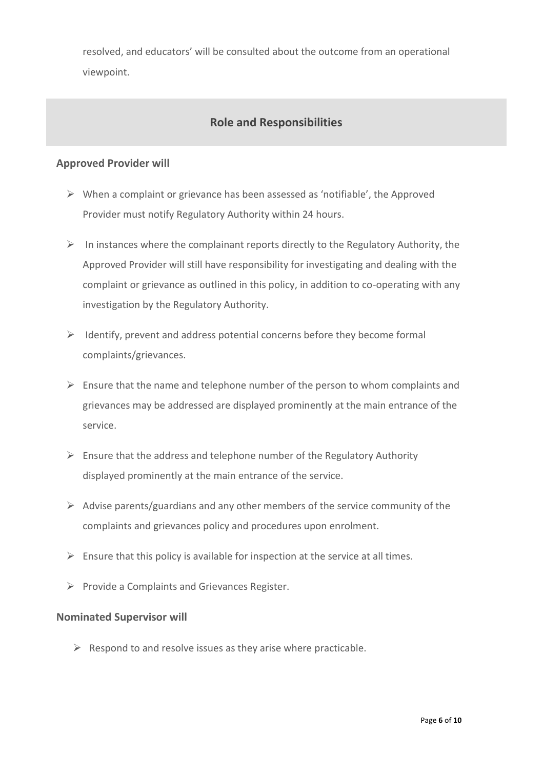resolved, and educators' will be consulted about the outcome from an operational viewpoint.

## Role and Responsibilities

### Approved Provider will

- When a complaint or grievance has been assessed as 'notifiable', the Approved Provider must notify Regulatory Authority within 24 hours.
- In instances where the complainant reports directly to the Regulatory Authority, the Approved Provider will still have responsibility for investigating and dealing with the complaint or grievance as outlined in this policy, in addition to co-operating with any investigation by the Regulatory Authority.
- Identify, prevent and address potential concerns before they become formal complaints/grievances.
- Ensure that the name and telephone number of the person to whom complaints and grievances may be addressed are displayed prominently at the main entrance of the service.
- Ensure that the address and telephone number of the Regulatory Authority displayed prominently at the main entrance of the service.
- Advise parents/guardians and any other members of the service community of the complaints and grievances policy and procedures upon enrolment.
- Ensure that this policy is available for inspection at the service at all times.
- Provide a Complaints and Grievances Register.

### Nominated Supervisor will

- Respond to and resolve issues as they arise where practicable.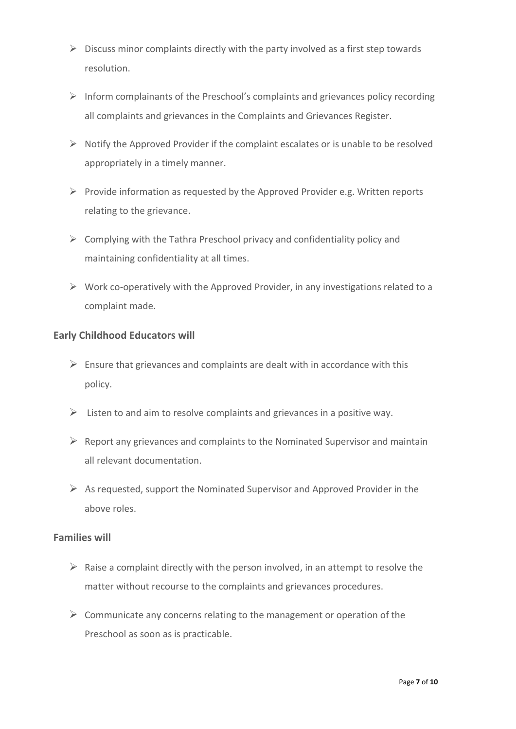- Discuss minor complaints directly with the party involved as a first step towards resolution.
- Inform complainants of the Preschool's complaints and grievances policy recording all complaints and grievances in the Complaints and Grievances Register.
- Notify the Approved Provider if the complaint escalates or is unable to be resolved appropriately in a timely manner.
- Provide information as requested by the Approved Provider e.g. Written reports relating to the grievance.
- Complying with the Tathra Preschool privacy and confidentiality policy and maintaining confidentiality at all times.
- Work co-operatively with the Approved Provider, in any investigations related to a complaint made.

### Early Childhood Educators will

- Ensure that grievances and complaints are dealt with in accordance with this policy.
- Listen to and aim to resolve complaints and grievances in a positive way.
- Report any grievances and complaints to the Nominated Supervisor and maintain all relevant documentation.
- As requested, support the Nominated Supervisor and Approved Provider in the above roles.

### Families will

- Raise a complaint directly with the person involved, in an attempt to resolve the matter without recourse to the complaints and grievances procedures.
- Communicate any concerns relating to the management or operation of the Preschool as soon as is practicable.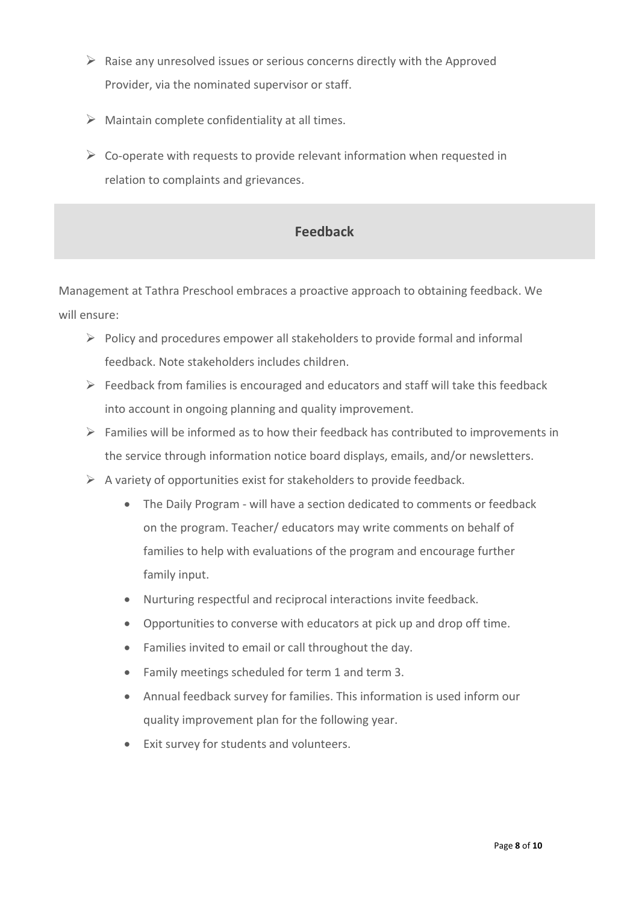- Raise any unresolved issues or serious concerns directly with the Approved Provider, via the nominated supervisor or staff.
- Maintain complete confidentiality at all times.
- Co-operate with requests to provide relevant information when requested in relation to complaints and grievances.

## Feedback

Management at Tathra Preschool embraces a proactive approach to obtaining feedback. We will ensure:

- Policy and procedures empower all stakeholders to provide formal and informal feedback. Note stakeholders includes children.
- Feedback from families is encouraged and educators and staff will take this feedback into account in ongoing planning and quality improvement.
- Families will be informed as to how their feedback has contributed to improvements in the service through information notice board displays, emails, and/or newsletters.
- A variety of opportunities exist for stakeholders to provide feedback.
    - The Daily Program - will have a section dedicated to comments or feedback on the program. Teacher/ educators may write comments on behalf of families to help with evaluations of the program and encourage further family input.
    - Nurturing respectful and reciprocal interactions invite feedback.
    - Opportunities to converse with educators at pick up and drop off time.
    - Families invited to email or call throughout the day.
    - Family meetings scheduled for term 1 and term 3.
    - Annual feedback survey for families. This information is used inform our quality improvement plan for the following year.
    - Exit survey for students and volunteers.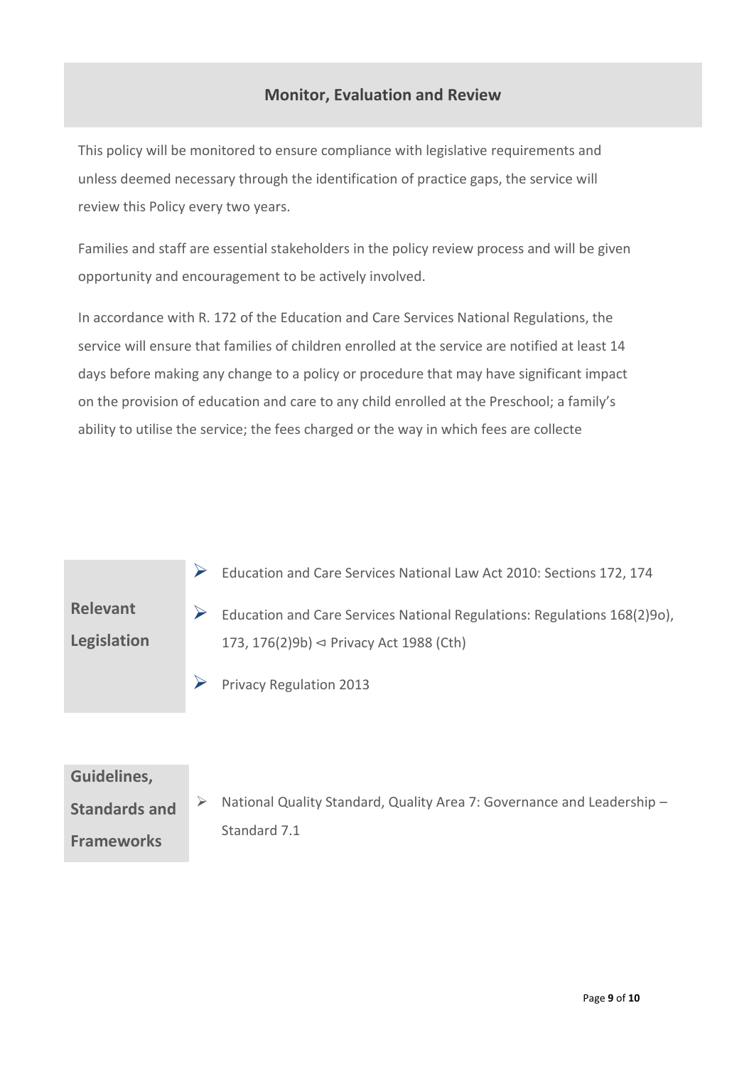## Monitor, Evaluation and Review

This policy will be monitored to ensure compliance with legislative requirements and unless deemed necessary through the identification of practice gaps, the service will review this Policy every two years.

Families and staff are essential stakeholders in the policy review process and will be given opportunity and encouragement to be actively involved.

In accordance with R. 172 of the Education and Care Services National Regulations, the service will ensure that families of children enrolled at the service are notified at least 14 days before making any change to a policy or procedure that may have significant impact on the provision of education and care to any child enrolled at the Preschool; a family's ability to utilise the service; the fees charged or the way in which fees are collecte

| **Relevant Legislation** | ➢ Education and Care Services National Law Act 2010: Sections 172, 174<br>➢ Education and Care Services National Regulations: Regulations 168(2)9o), 173, 176(2)9b) ⊲ Privacy Act 1988 (Cth)<br>➢ Privacy Regulation 2013 |
|---|---|

| **Guidelines, Standards and Frameworks** | ➢ National Quality Standard, Quality Area 7: Governance and Leadership – Standard 7.1 |
|---|---|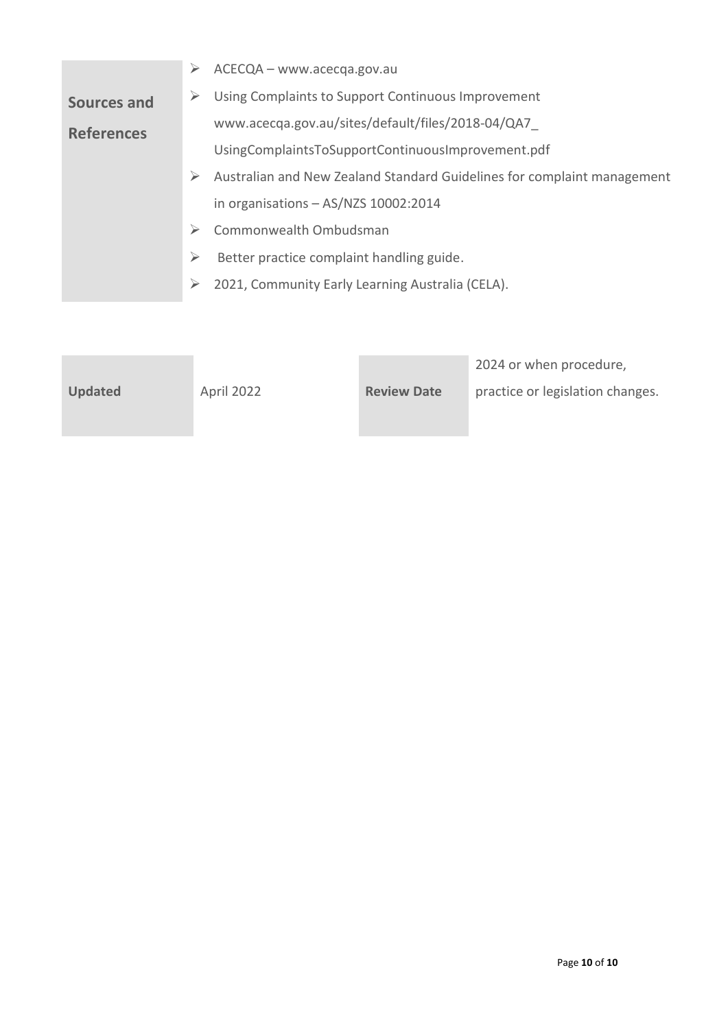| | |
|---|---|
| **Sources and References** | ➢ ACECQA – www.acecqa.gov.au<br>➢ Using Complaints to Support Continuous Improvement www.acecqa.gov.au/sites/default/files/2018-04/QA7_UsingComplaintsToSupportContinuousImprovement.pdf<br>➢ Australian and New Zealand Standard Guidelines for complaint management in organisations – AS/NZS 10002:2014<br>➢ Commonwealth Ombudsman<br>➢ Better practice complaint handling guide.<br>➢ 2021, Community Early Learning Australia (CELA). |

| | | | |
|---|---|---|---|
| **Updated** | April 2022 | **Review Date** | 2024 or when procedure, practice or legislation changes. |